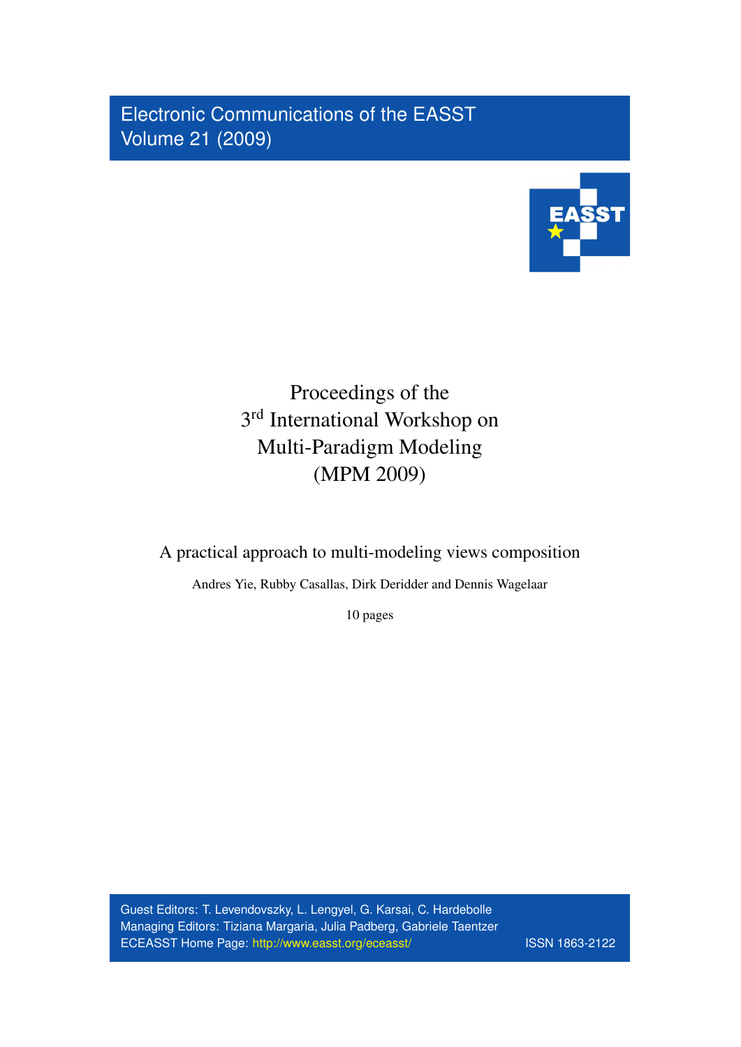Electronic Communications of the EASST
Volume 21 (2009)

# Proceedings of the 3rd International Workshop on Multi-Paradigm Modeling (MPM 2009)

## A practical approach to multi-modeling views composition

Andres Yie, Rubby Casallas, Dirk Deridder and Dennis Wagelaar

10 pages

Guest Editors: T. Levendovszky, L. Lengyel, G. Karsai, C. Hardebolle
Managing Editors: Tiziana Margaria, Julia Padberg, Gabriele Taentzer
ECEASST Home Page: http://www.easst.org/eceasst/ ISSN 1863-2122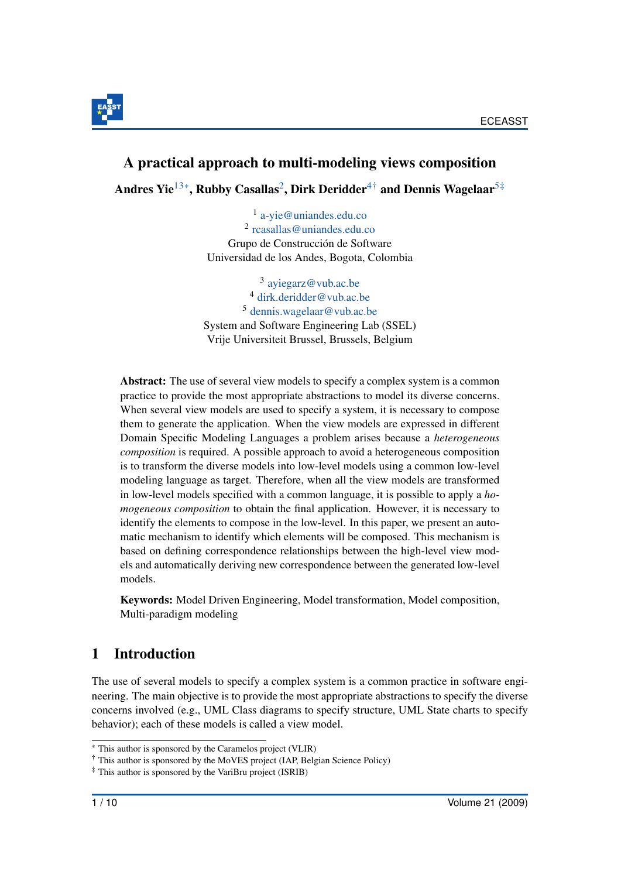# A practical approach to multi-modeling views composition

**Andres Yie**[1,3,*], **Rubby Casallas**[2], **Dirk Deridder**[4,†] **and Dennis Wagelaar**[5,‡]

[1] a-yie@uniandes.edu.co
[2] rcasallas@uniandes.edu.co
Grupo de Construcción de Software
Universidad de los Andes, Bogota, Colombia

[3] ayiegarz@vub.ac.be
[4] dirk.deridder@vub.ac.be
[5] dennis.wagelaar@vub.ac.be
System and Software Engineering Lab (SSEL)
Vrije Universiteit Brussel, Brussels, Belgium

**Abstract:** The use of several view models to specify a complex system is a common practice to provide the most appropriate abstractions to model its diverse concerns. When several view models are used to specify a system, it is necessary to compose them to generate the application. When the view models are expressed in different Domain Specific Modeling Languages a problem arises because a *heterogeneous composition* is required. A possible approach to avoid a heterogeneous composition is to transform the diverse models into low-level models using a common low-level modeling language as target. Therefore, when all the view models are transformed in low-level models specified with a common language, it is possible to apply a *homogeneous composition* to obtain the final application. However, it is necessary to identify the elements to compose in the low-level. In this paper, we present an automatic mechanism to identify which elements will be composed. This mechanism is based on defining correspondence relationships between the high-level view models and automatically deriving new correspondence between the generated low-level models.

**Keywords:** Model Driven Engineering, Model transformation, Model composition, Multi-paradigm modeling

## 1 Introduction

The use of several models to specify a complex system is a common practice in software engineering. The main objective is to provide the most appropriate abstractions to specify the diverse concerns involved (e.g., UML Class diagrams to specify structure, UML State charts to specify behavior); each of these models is called a view model.

[*] This author is sponsored by the Caramelos project (VLIR)
[†] This author is sponsored by the MoVES project (IAP, Belgian Science Policy)
[‡] This author is sponsored by the VariBru project (ISRIB)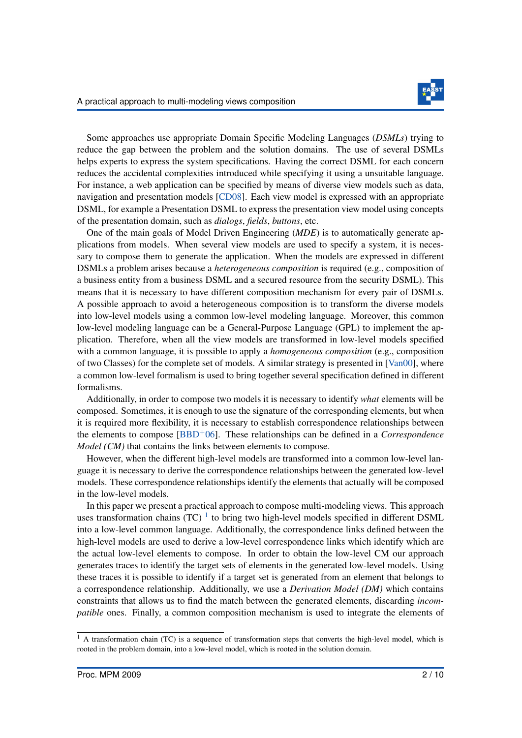Some approaches use appropriate Domain Specific Modeling Languages (*DSMLs*) trying to reduce the gap between the problem and the solution domains. The use of several DSMLs helps experts to express the system specifications. Having the correct DSML for each concern reduces the accidental complexities introduced while specifying it using a unsuitable language. For instance, a web application can be specified by means of diverse view models such as data, navigation and presentation models [CD08]. Each view model is expressed with an appropriate DSML, for example a Presentation DSML to express the presentation view model using concepts of the presentation domain, such as *dialogs*, *fields*, *buttons*, etc.

One of the main goals of Model Driven Engineering (*MDE*) is to automatically generate applications from models. When several view models are used to specify a system, it is necessary to compose them to generate the application. When the models are expressed in different DSMLs a problem arises because a *heterogeneous composition* is required (e.g., composition of a business entity from a business DSML and a secured resource from the security DSML). This means that it is necessary to have different composition mechanism for every pair of DSMLs. A possible approach to avoid a heterogeneous composition is to transform the diverse models into low-level models using a common low-level modeling language. Moreover, this common low-level modeling language can be a General-Purpose Language (GPL) to implement the application. Therefore, when all the view models are transformed in low-level models specified with a common language, it is possible to apply a *homogeneous composition* (e.g., composition of two Classes) for the complete set of models. A similar strategy is presented in [Van00], where a common low-level formalism is used to bring together several specification defined in different formalisms.

Additionally, in order to compose two models it is necessary to identify *what* elements will be composed. Sometimes, it is enough to use the signature of the corresponding elements, but when it is required more flexibility, it is necessary to establish correspondence relationships between the elements to compose [BBD+06]. These relationships can be defined in a *Correspondence Model (CM)* that contains the links between elements to compose.

However, when the different high-level models are transformed into a common low-level language it is necessary to derive the correspondence relationships between the generated low-level models. These correspondence relationships identify the elements that actually will be composed in the low-level models.

In this paper we present a practical approach to compose multi-modeling views. This approach uses transformation chains (TC) [1] to bring two high-level models specified in different DSML into a low-level common language. Additionally, the correspondence links defined between the high-level models are used to derive a low-level correspondence links which identify which are the actual low-level elements to compose. In order to obtain the low-level CM our approach generates traces to identify the target sets of elements in the generated low-level models. Using these traces it is possible to identify if a target set is generated from an element that belongs to a correspondence relationship. Additionally, we use a *Derivation Model (DM)* which contains constraints that allows us to find the match between the generated elements, discarding *incompatible* ones. Finally, a common composition mechanism is used to integrate the elements of

[1] A transformation chain (TC) is a sequence of transformation steps that converts the high-level model, which is rooted in the problem domain, into a low-level model, which is rooted in the solution domain.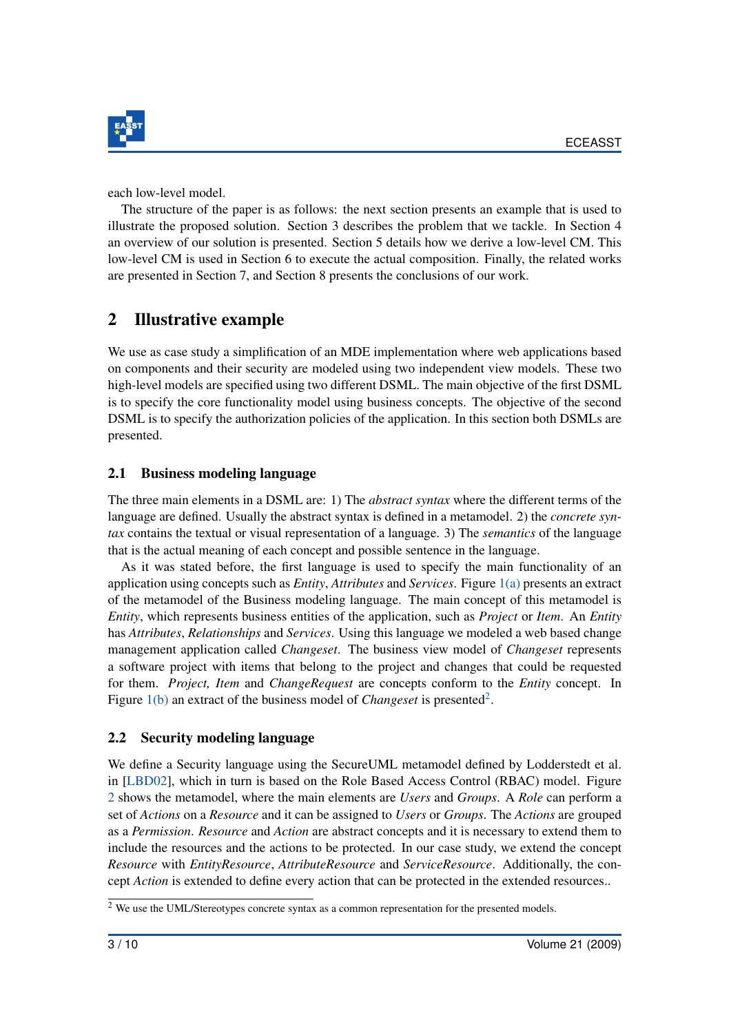each low-level model.

The structure of the paper is as follows: the next section presents an example that is used to illustrate the proposed solution. Section 3 describes the problem that we tackle. In Section 4 an overview of our solution is presented. Section 5 details how we derive a low-level CM. This low-level CM is used in Section 6 to execute the actual composition. Finally, the related works are presented in Section 7, and Section 8 presents the conclusions of our work.

## 2 Illustrative example

We use as case study a simplification of an MDE implementation where web applications based on components and their security are modeled using two independent view models. These two high-level models are specified using two different DSML. The main objective of the first DSML is to specify the core functionality model using business concepts. The objective of the second DSML is to specify the authorization policies of the application. In this section both DSMLs are presented.

### 2.1 Business modeling language

The three main elements in a DSML are: 1) The *abstract syntax* where the different terms of the language are defined. Usually the abstract syntax is defined in a metamodel. 2) the *concrete syntax* contains the textual or visual representation of a language. 3) The *semantics* of the language that is the actual meaning of each concept and possible sentence in the language.

As it was stated before, the first language is used to specify the main functionality of an application using concepts such as *Entity*, *Attributes* and *Services*. Figure 1(a) presents an extract of the metamodel of the Business modeling language. The main concept of this metamodel is *Entity*, which represents business entities of the application, such as *Project* or *Item*. An *Entity* has *Attributes*, *Relationships* and *Services*. Using this language we modeled a web based change management application called *Changeset*. The business view model of *Changeset* represents a software project with items that belong to the project and changes that could be requested for them. *Project, Item* and *ChangeRequest* are concepts conform to the *Entity* concept. In Figure 1(b) an extract of the business model of *Changeset* is presented[2].

### 2.2 Security modeling language

We define a Security language using the SecureUML metamodel defined by Lodderstedt et al. in [LBD02], which in turn is based on the Role Based Access Control (RBAC) model. Figure 2 shows the metamodel, where the main elements are *Users* and *Groups*. A *Role* can perform a set of *Actions* on a *Resource* and it can be assigned to *Users* or *Groups*. The *Actions* are grouped as a *Permission*. *Resource* and *Action* are abstract concepts and it is necessary to extend them to include the resources and the actions to be protected. In our case study, we extend the concept *Resource* with *EntityResource*, *AttributeResource* and *ServiceResource*. Additionally, the concept *Action* is extended to define every action that can be protected in the extended resources..

[2] We use the UML/Stereotypes concrete syntax as a common representation for the presented models.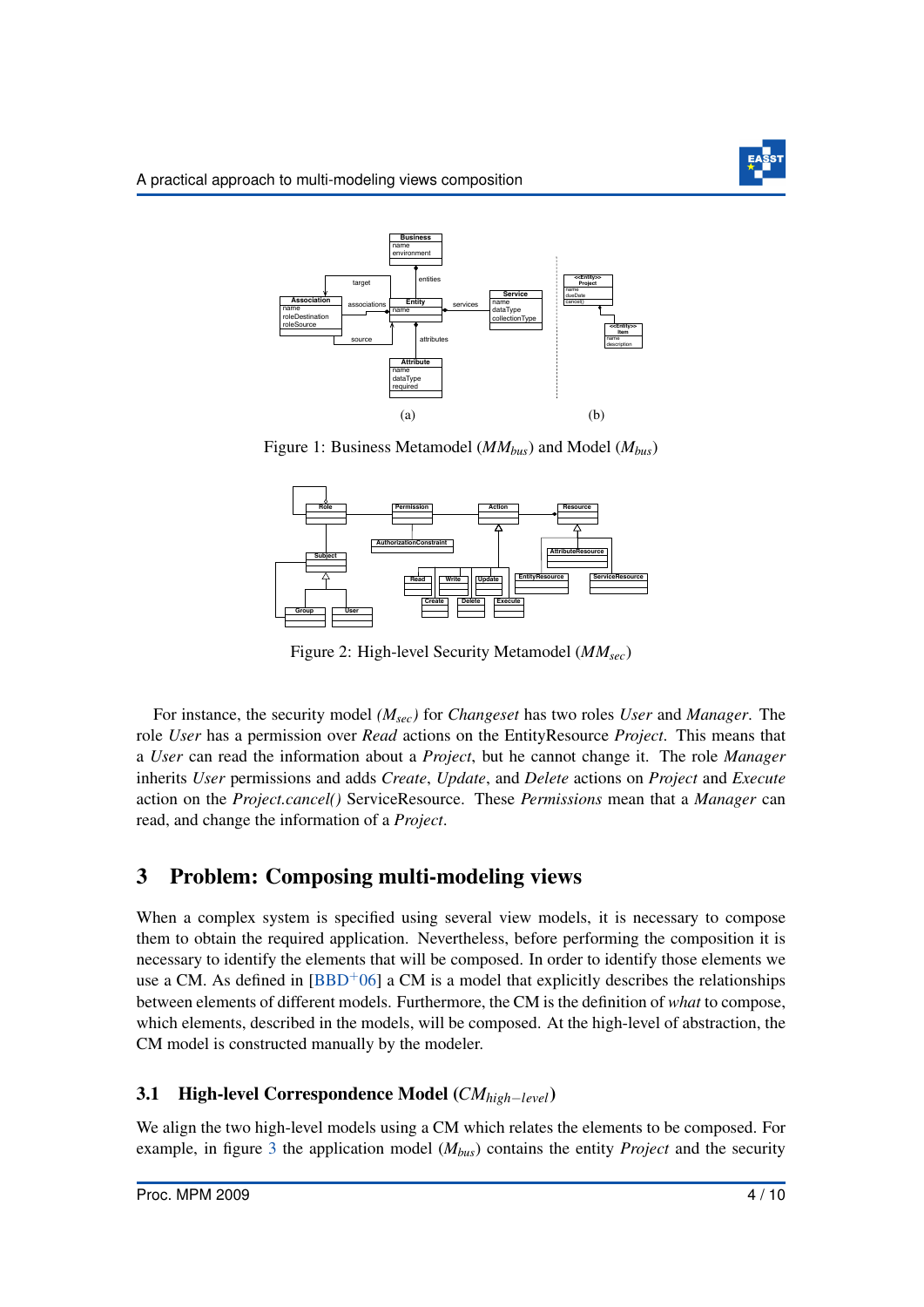Figure 1: Business Metamodel ($MM_{bus}$) and Model ($M_{bus}$)

Figure 2: High-level Security Metamodel ($MM_{sec}$)

For instance, the security model *($M_{sec}$)* for *Changeset* has two roles *User* and *Manager*. The role *User* has a permission over *Read* actions on the EntityResource *Project*. This means that a *User* can read the information about a *Project*, but he cannot change it. The role *Manager* inherits *User* permissions and adds *Create*, *Update*, and *Delete* actions on *Project* and *Execute* action on the *Project.cancel()* ServiceResource. These *Permissions* mean that a *Manager* can read, and change the information of a *Project*.

## 3 Problem: Composing multi-modeling views

When a complex system is specified using several view models, it is necessary to compose them to obtain the required application. Nevertheless, before performing the composition it is necessary to identify the elements that will be composed. In order to identify those elements we use a CM. As defined in [BBD+06] a CM is a model that explicitly describes the relationships between elements of different models. Furthermore, the CM is the definition of *what* to compose, which elements, described in the models, will be composed. At the high-level of abstraction, the CM model is constructed manually by the modeler.

### 3.1 High-level Correspondence Model ($CM_{high-level}$)

We align the two high-level models using a CM which relates the elements to be composed. For example, in figure 3 the application model ($M_{bus}$) contains the entity *Project* and the security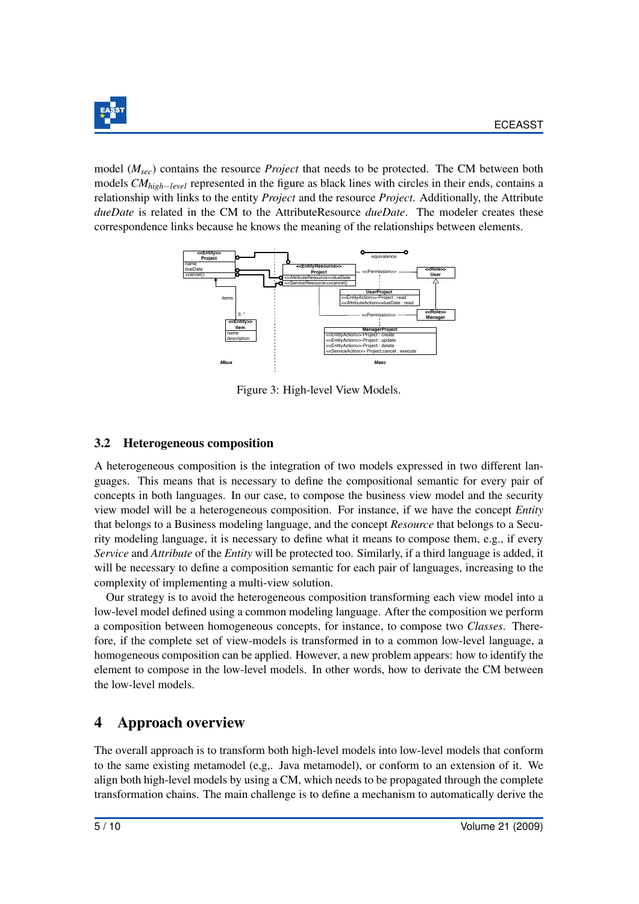model ($M_{sec}$) contains the resource *Project* that needs to be protected. The CM between both models $CM_{high-level}$ represented in the figure as black lines with circles in their ends, contains a relationship with links to the entity *Project* and the resource *Project*. Additionally, the Attribute *dueDate* is related in the CM to the AttributeResource *dueDate*. The modeler creates these correspondence links because he knows the meaning of the relationships between elements.

Figure 3: High-level View Models.

### 3.2 Heterogeneous composition

A heterogeneous composition is the integration of two models expressed in two different languages. This means that is necessary to define the compositional semantic for every pair of concepts in both languages. In our case, to compose the business view model and the security view model will be a heterogeneous composition. For instance, if we have the concept *Entity* that belongs to a Business modeling language, and the concept *Resource* that belongs to a Security modeling language, it is necessary to define what it means to compose them, e.g., if every *Service* and *Attribute* of the *Entity* will be protected too. Similarly, if a third language is added, it will be necessary to define a composition semantic for each pair of languages, increasing to the complexity of implementing a multi-view solution.

Our strategy is to avoid the heterogeneous composition transforming each view model into a low-level model defined using a common modeling language. After the composition we perform a composition between homogeneous concepts, for instance, to compose two *Classes*. Therefore, if the complete set of view-models is transformed in to a common low-level language, a homogeneous composition can be applied. However, a new problem appears: how to identify the element to compose in the low-level models. In other words, how to derivate the CM between the low-level models.

## 4 Approach overview

The overall approach is to transform both high-level models into low-level models that conform to the same existing metamodel (e,g,. Java metamodel), or conform to an extension of it. We align both high-level models by using a CM, which needs to be propagated through the complete transformation chains. The main challenge is to define a mechanism to automatically derive the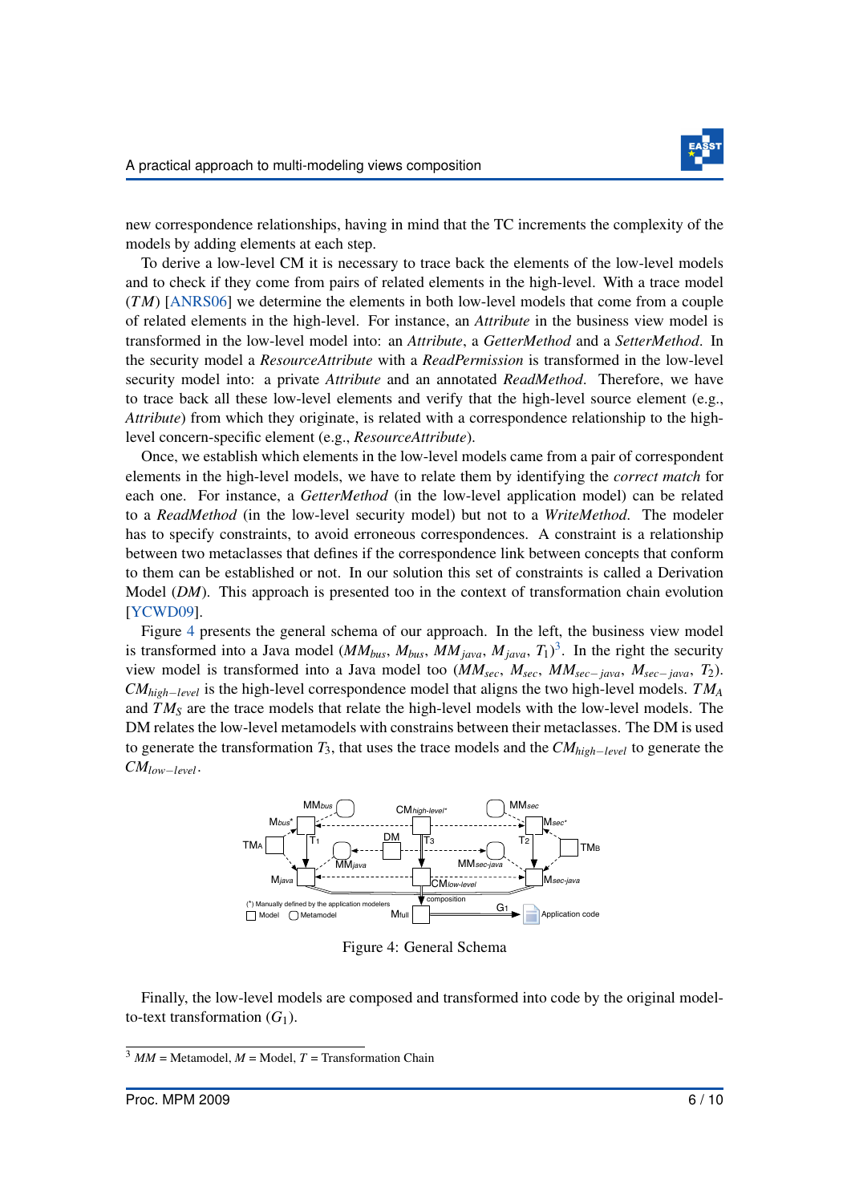new correspondence relationships, having in mind that the TC increments the complexity of the models by adding elements at each step.

To derive a low-level CM it is necessary to trace back the elements of the low-level models and to check if they come from pairs of related elements in the high-level. With a trace model ($TM$) [ANRS06] we determine the elements in both low-level models that come from a couple of related elements in the high-level. For instance, an *Attribute* in the business view model is transformed in the low-level model into: an *Attribute*, a *GetterMethod* and a *SetterMethod*. In the security model a *ResourceAttribute* with a *ReadPermission* is transformed in the low-level security model into: a private *Attribute* and an annotated *ReadMethod*. Therefore, we have to trace back all these low-level elements and verify that the high-level source element (e.g., *Attribute*) from which they originate, is related with a correspondence relationship to the high-level concern-specific element (e.g., *ResourceAttribute*).

Once, we establish which elements in the low-level models came from a pair of correspondent elements in the high-level models, we have to relate them by identifying the *correct match* for each one. For instance, a *GetterMethod* (in the low-level application model) can be related to a *ReadMethod* (in the low-level security model) but not to a *WriteMethod*. The modeler has to specify constraints, to avoid erroneous correspondences. A constraint is a relationship between two metaclasses that defines if the correspondence link between concepts that conform to them can be established or not. In our solution this set of constraints is called a Derivation Model ($DM$). This approach is presented too in the context of transformation chain evolution [YCWD09].

Figure 4 presents the general schema of our approach. In the left, the business view model is transformed into a Java model ($MM_{bus}$, $M_{bus}$, $MM_{java}$, $M_{java}$, $T_1$)[3]. In the right the security view model is transformed into a Java model too ($MM_{sec}$, $M_{sec}$, $MM_{sec-java}$, $M_{sec-java}$, $T_2$). $CM_{high-level}$ is the high-level correspondence model that aligns the two high-level models. $TM_A$ and $TM_S$ are the trace models that relate the high-level models with the low-level models. The DM relates the low-level metamodels with constrains between their metaclasses. The DM is used to generate the transformation $T_3$, that uses the trace models and the $CM_{high-level}$ to generate the $CM_{low-level}$.

MMbus
CMhigh-level*
MMsec
Mbus*
Msec*
TMA
T1
DM
T3
T2
TMB
MMjava
MMsec-java
Mjava
CMlow-level
Msec-java
composition
(*) Manually defined by the application modelers
Model
Metamodel
Mfull
G1
Application code

Figure 4: General Schema

Finally, the low-level models are composed and transformed into code by the original model-to-text transformation ($G_1$).

[3] $MM$ = Metamodel, $M$ = Model, $T$ = Transformation Chain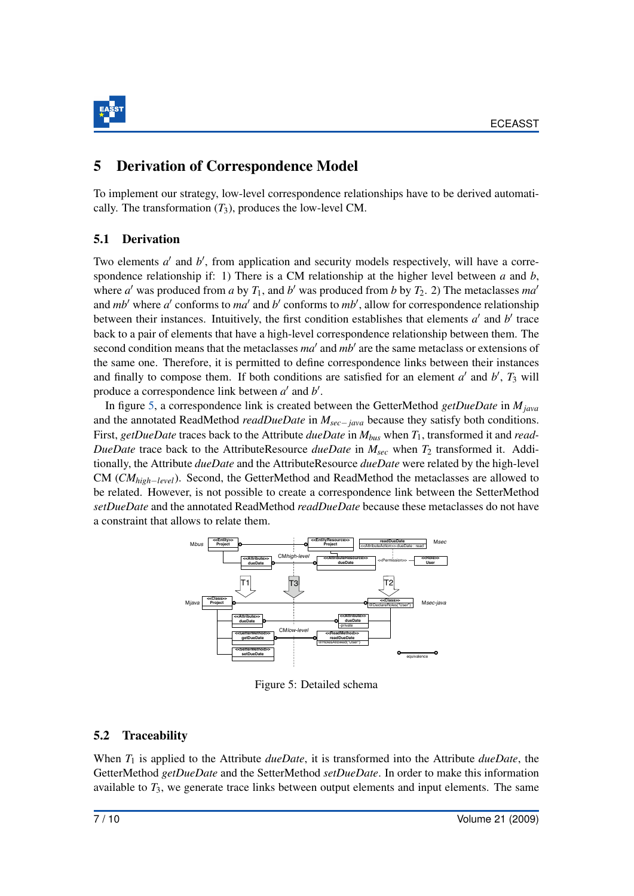## 5 Derivation of Correspondence Model

To implement our strategy, low-level correspondence relationships have to be derived automatically. The transformation ($T_3$), produces the low-level CM.

### 5.1 Derivation

Two elements $a'$ and $b'$, from application and security models respectively, will have a correspondence relationship if: 1) There is a CM relationship at the higher level between $a$ and $b$, where $a'$ was produced from $a$ by $T_1$, and $b'$ was produced from $b$ by $T_2$. 2) The metaclasses $ma'$ and $mb'$ where $a'$ conforms to $ma'$ and $b'$ conforms to $mb'$, allow for correspondence relationship between their instances. Intuitively, the first condition establishes that elements $a'$ and $b'$ trace back to a pair of elements that have a high-level correspondence relationship between them. The second condition means that the metaclasses $ma'$ and $mb'$ are the same metaclass or extensions of the same one. Therefore, it is permitted to define correspondence links between their instances and finally to compose them. If both conditions are satisfied for an element $a'$ and $b'$, $T_3$ will produce a correspondence link between $a'$ and $b'$.

In figure 5, a correspondence link is created between the GetterMethod *getDueDate* in $M_{java}$ and the annotated ReadMethod *readDueDate* in $M_{sec-java}$ because they satisfy both conditions. First, *getDueDate* traces back to the Attribute *dueDate* in $M_{bus}$ when $T_1$, transformed it and *readDueDate* trace back to the AttributeResource *dueDate* in $M_{sec}$ when $T_2$ transformed it. Additionally, the Attribute *dueDate* and the AttributeResource *dueDate* were related by the high-level CM ($CM_{high-level}$). Second, the GetterMethod and ReadMethod the metaclasses are allowed to be related. However, is not possible to create a correspondence link between the SetterMethod *setDueDate* and the annotated ReadMethod *readDueDate* because these metaclasses do not have a constraint that allows to relate them.

Figure 5: Detailed schema

### 5.2 Traceability

When $T_1$ is applied to the Attribute *dueDate*, it is transformed into the Attribute *dueDate*, the GetterMethod *getDueDate* and the SetterMethod *setDueDate*. In order to make this information available to $T_3$, we generate trace links between output elements and input elements. The same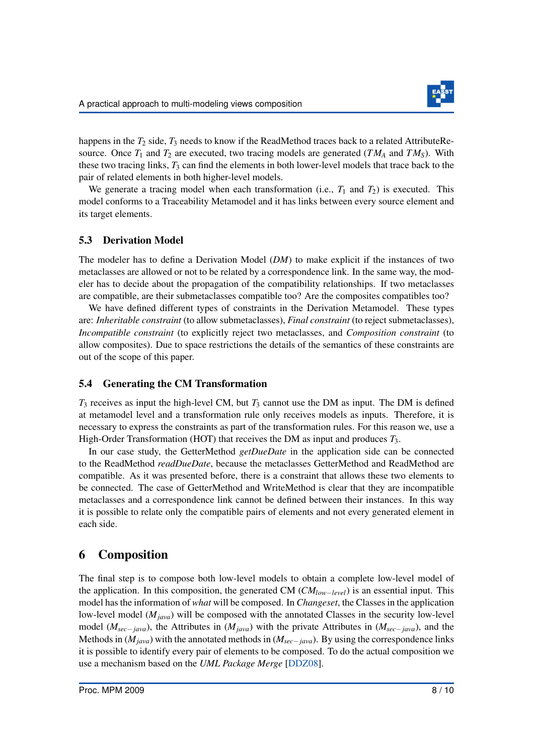happens in the $T_2$ side, $T_3$ needs to know if the ReadMethod traces back to a related AttributeResource. Once $T_1$ and $T_2$ are executed, two tracing models are generated ($TM_A$ and $TM_S$). With these two tracing links, $T_3$ can find the elements in both lower-level models that trace back to the pair of related elements in both higher-level models.

We generate a tracing model when each transformation (i.e., $T_1$ and $T_2$) is executed. This model conforms to a Traceability Metamodel and it has links between every source element and its target elements.

### 5.3 Derivation Model

The modeler has to define a Derivation Model (*DM*) to make explicit if the instances of two metaclasses are allowed or not to be related by a correspondence link. In the same way, the modeler has to decide about the propagation of the compatibility relationships. If two metaclasses are compatible, are their submetaclasses compatible too? Are the composites compatibles too?

We have defined different types of constraints in the Derivation Metamodel. These types are: *Inheritable constraint* (to allow submetaclasses), *Final constraint* (to reject submetaclasses), *Incompatible constraint* (to explicitly reject two metaclasses, and *Composition constraint* (to allow composites). Due to space restrictions the details of the semantics of these constraints are out of the scope of this paper.

### 5.4 Generating the CM Transformation

$T_3$ receives as input the high-level CM, but $T_3$ cannot use the DM as input. The DM is defined at metamodel level and a transformation rule only receives models as inputs. Therefore, it is necessary to express the constraints as part of the transformation rules. For this reason we, use a High-Order Transformation (HOT) that receives the DM as input and produces $T_3$.

In our case study, the GetterMethod *getDueDate* in the application side can be connected to the ReadMethod *readDueDate*, because the metaclasses GetterMethod and ReadMethod are compatible. As it was presented before, there is a constraint that allows these two elements to be connected. The case of GetterMethod and WriteMethod is clear that they are incompatible metaclasses and a correspondence link cannot be defined between their instances. In this way it is possible to relate only the compatible pairs of elements and not every generated element in each side.

## 6 Composition

The final step is to compose both low-level models to obtain a complete low-level model of the application. In this composition, the generated CM ($CM_{low-level}$) is an essential input. This model has the information of *what* will be composed. In *Changeset*, the Classes in the application low-level model ($M_{java}$) will be composed with the annotated Classes in the security low-level model ($M_{sec-java}$), the Attributes in ($M_{java}$) with the private Attributes in ($M_{sec-java}$), and the Methods in ($M_{java}$) with the annotated methods in ($M_{sec-java}$). By using the correspondence links it is possible to identify every pair of elements to be composed. To do the actual composition we use a mechanism based on the *UML Package Merge* [DDZ08].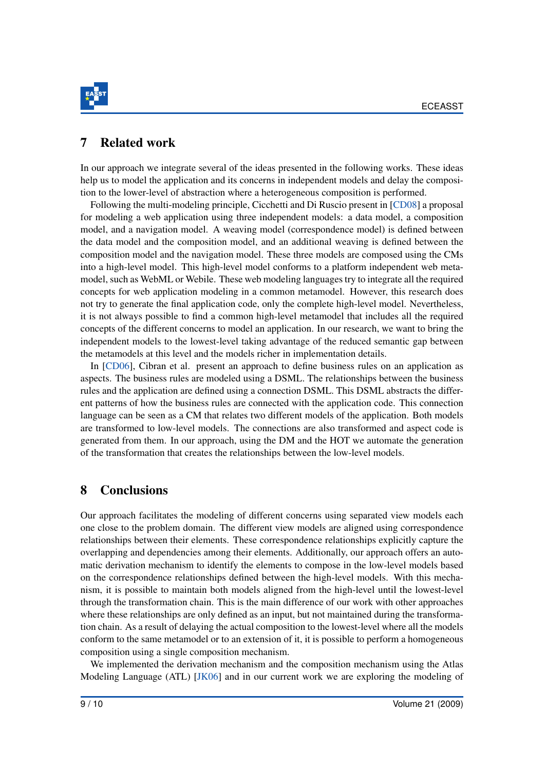## 7 Related work

In our approach we integrate several of the ideas presented in the following works. These ideas help us to model the application and its concerns in independent models and delay the composition to the lower-level of abstraction where a heterogeneous composition is performed.

Following the multi-modeling principle, Cicchetti and Di Ruscio present in [CD08] a proposal for modeling a web application using three independent models: a data model, a composition model, and a navigation model. A weaving model (correspondence model) is defined between the data model and the composition model, and an additional weaving is defined between the composition model and the navigation model. These three models are composed using the CMs into a high-level model. This high-level model conforms to a platform independent web metamodel, such as WebML or Webile. These web modeling languages try to integrate all the required concepts for web application modeling in a common metamodel. However, this research does not try to generate the final application code, only the complete high-level model. Nevertheless, it is not always possible to find a common high-level metamodel that includes all the required concepts of the different concerns to model an application. In our research, we want to bring the independent models to the lowest-level taking advantage of the reduced semantic gap between the metamodels at this level and the models richer in implementation details.

In [CD06], Cibran et al. present an approach to define business rules on an application as aspects. The business rules are modeled using a DSML. The relationships between the business rules and the application are defined using a connection DSML. This DSML abstracts the different patterns of how the business rules are connected with the application code. This connection language can be seen as a CM that relates two different models of the application. Both models are transformed to low-level models. The connections are also transformed and aspect code is generated from them. In our approach, using the DM and the HOT we automate the generation of the transformation that creates the relationships between the low-level models.

## 8 Conclusions

Our approach facilitates the modeling of different concerns using separated view models each one close to the problem domain. The different view models are aligned using correspondence relationships between their elements. These correspondence relationships explicitly capture the overlapping and dependencies among their elements. Additionally, our approach offers an automatic derivation mechanism to identify the elements to compose in the low-level models based on the correspondence relationships defined between the high-level models. With this mechanism, it is possible to maintain both models aligned from the high-level until the lowest-level through the transformation chain. This is the main difference of our work with other approaches where these relationships are only defined as an input, but not maintained during the transformation chain. As a result of delaying the actual composition to the lowest-level where all the models conform to the same metamodel or to an extension of it, it is possible to perform a homogeneous composition using a single composition mechanism.

We implemented the derivation mechanism and the composition mechanism using the Atlas Modeling Language (ATL) [JK06] and in our current work we are exploring the modeling of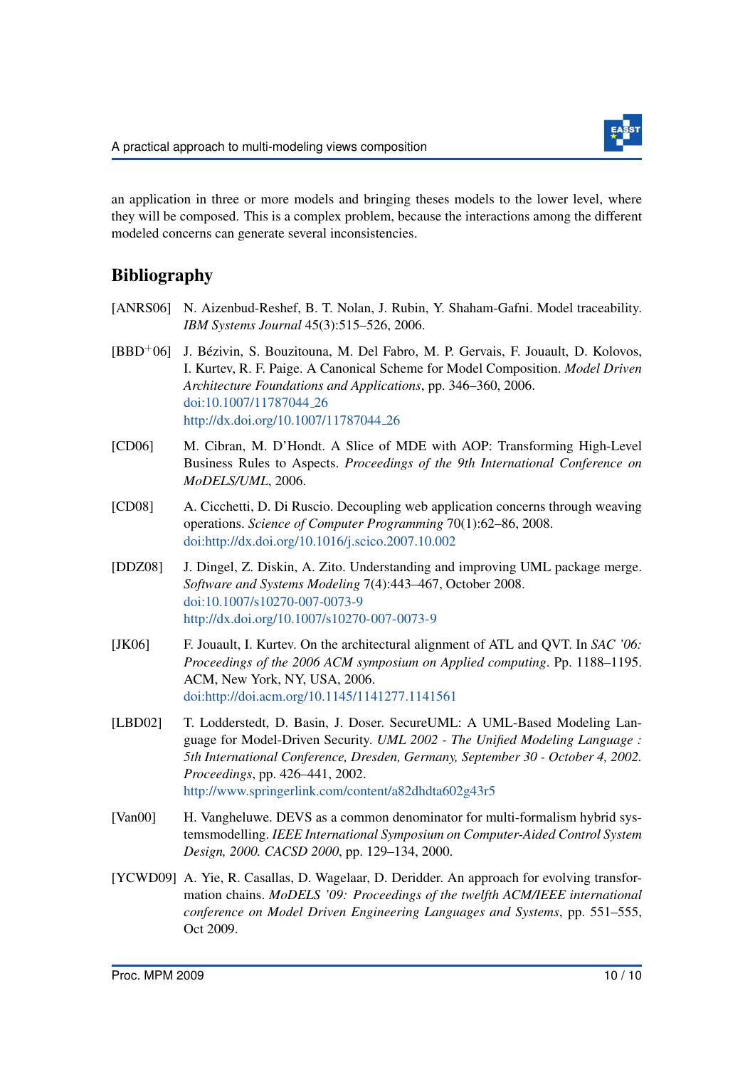an application in three or more models and bringing theses models to the lower level, where they will be composed. This is a complex problem, because the interactions among the different modeled concerns can generate several inconsistencies.

## Bibliography

[ANRS06] N. Aizenbud-Reshef, B. T. Nolan, J. Rubin, Y. Shaham-Gafni. Model traceability. *IBM Systems Journal* 45(3):515–526, 2006.

[BBD+06] J. Bézivin, S. Bouzitouna, M. Del Fabro, M. P. Gervais, F. Jouault, D. Kolovos, I. Kurtev, R. F. Paige. A Canonical Scheme for Model Composition. *Model Driven Architecture Foundations and Applications*, pp. 346–360, 2006.
doi:10.1007/11787044_26
http://dx.doi.org/10.1007/11787044_26

[CD06] M. Cibran, M. D'Hondt. A Slice of MDE with AOP: Transforming High-Level Business Rules to Aspects. *Proceedings of the 9th International Conference on MoDELS/UML*, 2006.

[CD08] A. Cicchetti, D. Di Ruscio. Decoupling web application concerns through weaving operations. *Science of Computer Programming* 70(1):62–86, 2008.
doi:http://dx.doi.org/10.1016/j.scico.2007.10.002

[DDZ08] J. Dingel, Z. Diskin, A. Zito. Understanding and improving UML package merge. *Software and Systems Modeling* 7(4):443–467, October 2008.
doi:10.1007/s10270-007-0073-9
http://dx.doi.org/10.1007/s10270-007-0073-9

[JK06] F. Jouault, I. Kurtev. On the architectural alignment of ATL and QVT. In *SAC '06: Proceedings of the 2006 ACM symposium on Applied computing*. Pp. 1188–1195. ACM, New York, NY, USA, 2006.
doi:http://doi.acm.org/10.1145/1141277.1141561

[LBD02] T. Lodderstedt, D. Basin, J. Doser. SecureUML: A UML-Based Modeling Language for Model-Driven Security. *UML 2002 - The Unified Modeling Language : 5th International Conference, Dresden, Germany, September 30 - October 4, 2002. Proceedings*, pp. 426–441, 2002.
http://www.springerlink.com/content/a82dhdta602g43r5

[Van00] H. Vangheluwe. DEVS as a common denominator for multi-formalism hybrid systemsmodelling. *IEEE International Symposium on Computer-Aided Control System Design, 2000. CACSD 2000*, pp. 129–134, 2000.

[YCWD09] A. Yie, R. Casallas, D. Wagelaar, D. Deridder. An approach for evolving transformation chains. *MoDELS '09: Proceedings of the twelfth ACM/IEEE international conference on Model Driven Engineering Languages and Systems*, pp. 551–555, Oct 2009.